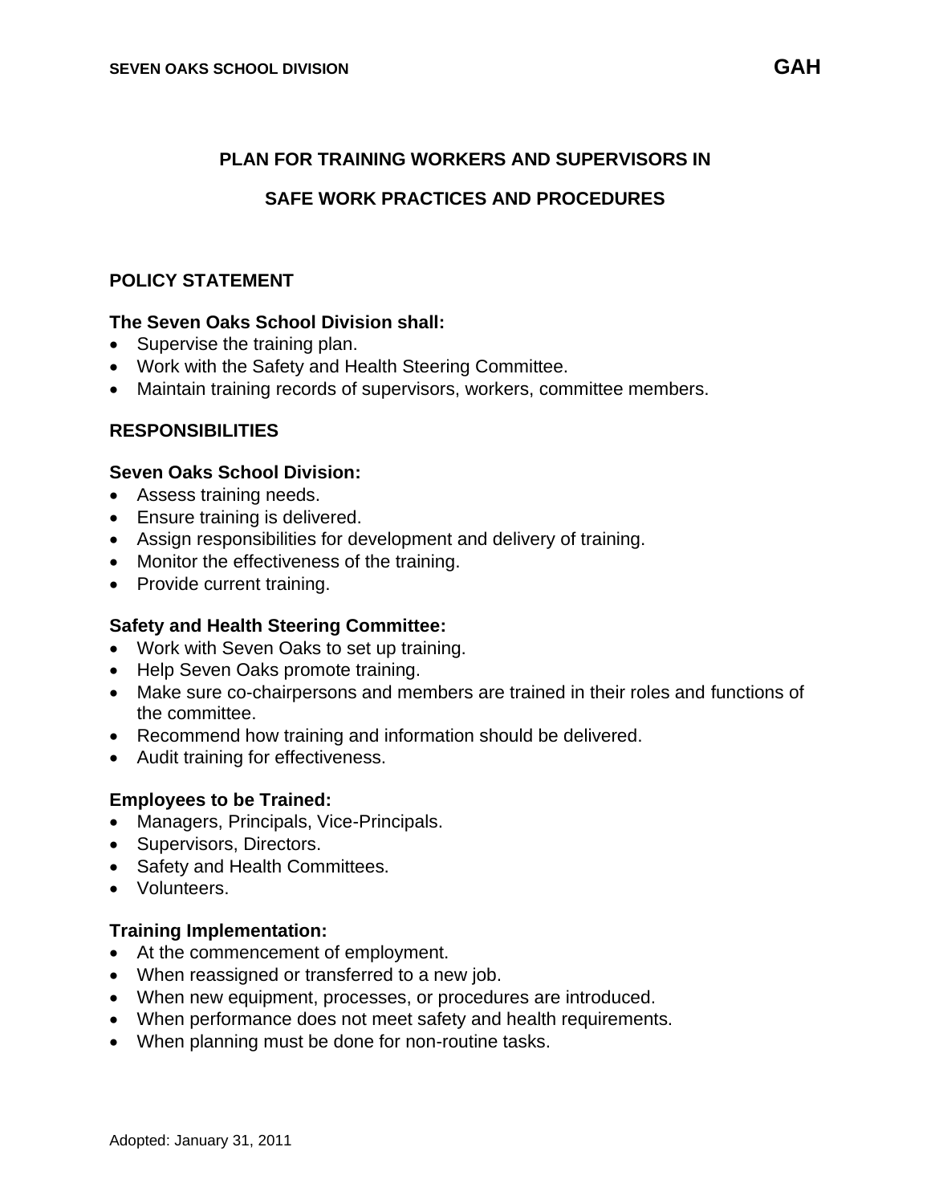# PLAN FOR TRAINING WORKERS AND SUPERVISORS IN SAFE WORK PRACTICES AND PROCEDURES

## POLICY STATEMENT

**The Seven Oaks School Division shall:**

- Supervise the training plan.
- Work with the Safety and Health Steering Committee.
- Maintain training records of supervisors, workers, committee members.

## RESPONSIBILITIES

**Seven Oaks School Division:**

- Assess training needs.
- Ensure training is delivered.
- Assign responsibilities for development and delivery of training.
- Monitor the effectiveness of the training.
- Provide current training.

**Safety and Health Steering Committee:**

- Work with Seven Oaks to set up training.
- Help Seven Oaks promote training.
- Make sure co-chairpersons and members are trained in their roles and functions of the committee.
- Recommend how training and information should be delivered.
- Audit training for effectiveness.

**Employees to be Trained:**

- Managers, Principals, Vice-Principals.
- Supervisors, Directors.
- Safety and Health Committees.
- Volunteers.

**Training Implementation:**

- At the commencement of employment.
- When reassigned or transferred to a new job.
- When new equipment, processes, or procedures are introduced.
- When performance does not meet safety and health requirements.
- When planning must be done for non-routine tasks.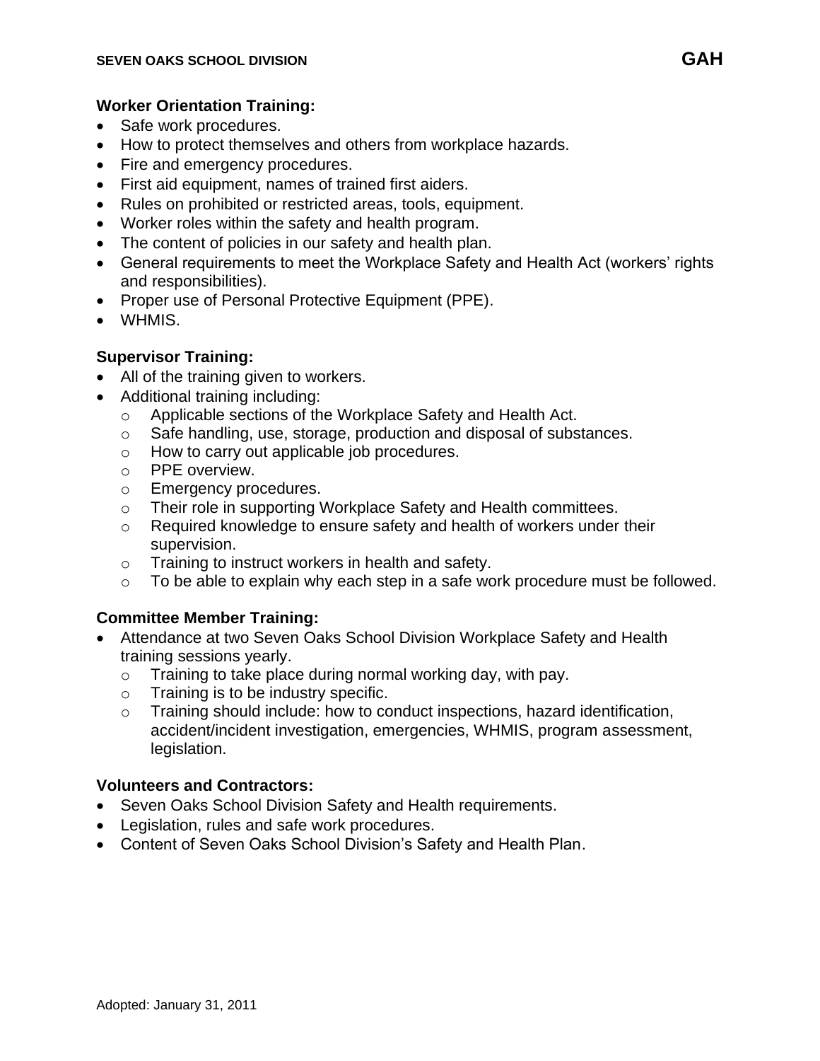**Worker Orientation Training:**

- Safe work procedures.
- How to protect themselves and others from workplace hazards.
- Fire and emergency procedures.
- First aid equipment, names of trained first aiders.
- Rules on prohibited or restricted areas, tools, equipment.
- Worker roles within the safety and health program.
- The content of policies in our safety and health plan.
- General requirements to meet the Workplace Safety and Health Act (workers' rights and responsibilities).
- Proper use of Personal Protective Equipment (PPE).
- WHMIS.

**Supervisor Training:**

- All of the training given to workers.
- Additional training including:
  - Applicable sections of the Workplace Safety and Health Act.
  - Safe handling, use, storage, production and disposal of substances.
  - How to carry out applicable job procedures.
  - PPE overview.
  - Emergency procedures.
  - Their role in supporting Workplace Safety and Health committees.
  - Required knowledge to ensure safety and health of workers under their supervision.
  - Training to instruct workers in health and safety.
  - To be able to explain why each step in a safe work procedure must be followed.

**Committee Member Training:**

- Attendance at two Seven Oaks School Division Workplace Safety and Health training sessions yearly.
  - Training to take place during normal working day, with pay.
  - Training is to be industry specific.
  - Training should include: how to conduct inspections, hazard identification, accident/incident investigation, emergencies, WHMIS, program assessment, legislation.

**Volunteers and Contractors:**

- Seven Oaks School Division Safety and Health requirements.
- Legislation, rules and safe work procedures.
- Content of Seven Oaks School Division's Safety and Health Plan.

Adopted: January 31, 2011